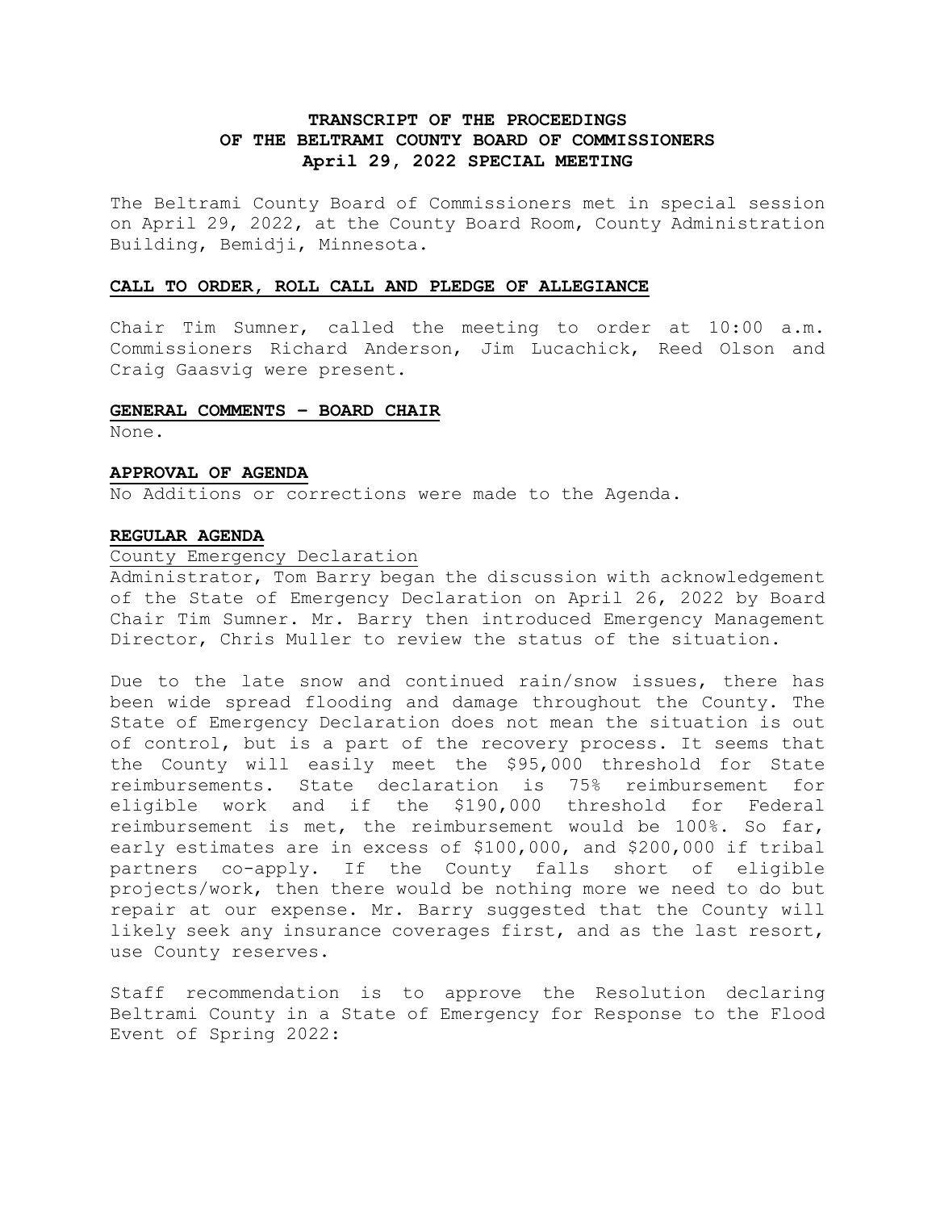# TRANSCRIPT OF THE PROCEEDINGS OF THE BELTRAMI COUNTY BOARD OF COMMISSIONERS April 29, 2022 SPECIAL MEETING

The Beltrami County Board of Commissioners met in special session on April 29, 2022, at the County Board Room, County Administration Building, Bemidji, Minnesota.

## CALL TO ORDER, ROLL CALL AND PLEDGE OF ALLEGIANCE

Chair Tim Sumner, called the meeting to order at 10:00 a.m. Commissioners Richard Anderson, Jim Lucachick, Reed Olson and Craig Gaasvig were present.

## GENERAL COMMENTS – BOARD CHAIR

None.

## APPROVAL OF AGENDA

No Additions or corrections were made to the Agenda.

## REGULAR AGENDA

### County Emergency Declaration

Administrator, Tom Barry began the discussion with acknowledgement of the State of Emergency Declaration on April 26, 2022 by Board Chair Tim Sumner. Mr. Barry then introduced Emergency Management Director, Chris Muller to review the status of the situation.

Due to the late snow and continued rain/snow issues, there has been wide spread flooding and damage throughout the County. The State of Emergency Declaration does not mean the situation is out of control, but is a part of the recovery process. It seems that the County will easily meet the $95,000 threshold for State reimbursements. State declaration is 75% reimbursement for eligible work and if the $190,000 threshold for Federal reimbursement is met, the reimbursement would be 100%. So far, early estimates are in excess of $100,000, and $200,000 if tribal partners co-apply. If the County falls short of eligible projects/work, then there would be nothing more we need to do but repair at our expense. Mr. Barry suggested that the County will likely seek any insurance coverages first, and as the last resort, use County reserves.

Staff recommendation is to approve the Resolution declaring Beltrami County in a State of Emergency for Response to the Flood Event of Spring 2022: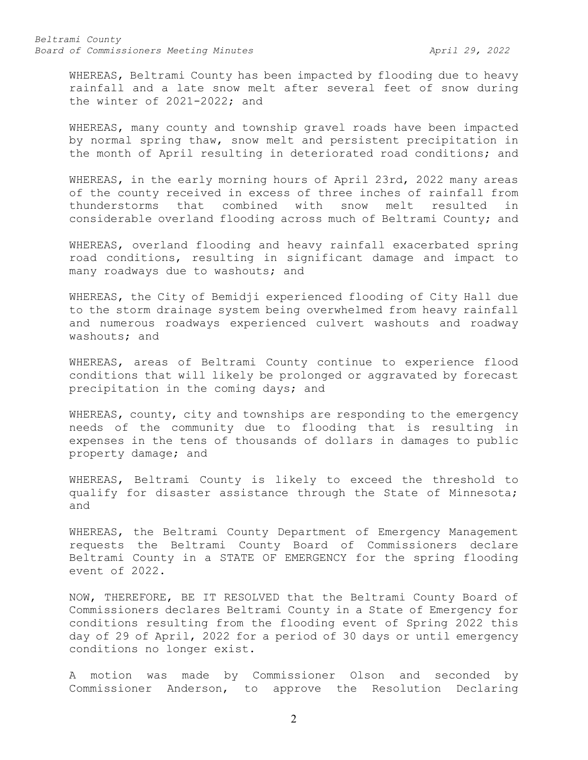WHEREAS, Beltrami County has been impacted by flooding due to heavy rainfall and a late snow melt after several feet of snow during the winter of 2021-2022; and

WHEREAS, many county and township gravel roads have been impacted by normal spring thaw, snow melt and persistent precipitation in the month of April resulting in deteriorated road conditions; and

WHEREAS, in the early morning hours of April 23rd, 2022 many areas of the county received in excess of three inches of rainfall from thunderstorms that combined with snow melt resulted in considerable overland flooding across much of Beltrami County; and

WHEREAS, overland flooding and heavy rainfall exacerbated spring road conditions, resulting in significant damage and impact to many roadways due to washouts; and

WHEREAS, the City of Bemidji experienced flooding of City Hall due to the storm drainage system being overwhelmed from heavy rainfall and numerous roadways experienced culvert washouts and roadway washouts; and

WHEREAS, areas of Beltrami County continue to experience flood conditions that will likely be prolonged or aggravated by forecast precipitation in the coming days; and

WHEREAS, county, city and townships are responding to the emergency needs of the community due to flooding that is resulting in expenses in the tens of thousands of dollars in damages to public property damage; and

WHEREAS, Beltrami County is likely to exceed the threshold to qualify for disaster assistance through the State of Minnesota; and

WHEREAS, the Beltrami County Department of Emergency Management requests the Beltrami County Board of Commissioners declare Beltrami County in a STATE OF EMERGENCY for the spring flooding event of 2022.

NOW, THEREFORE, BE IT RESOLVED that the Beltrami County Board of Commissioners declares Beltrami County in a State of Emergency for conditions resulting from the flooding event of Spring 2022 this day of 29 of April, 2022 for a period of 30 days or until emergency conditions no longer exist.

A motion was made by Commissioner Olson and seconded by Commissioner Anderson, to approve the Resolution Declaring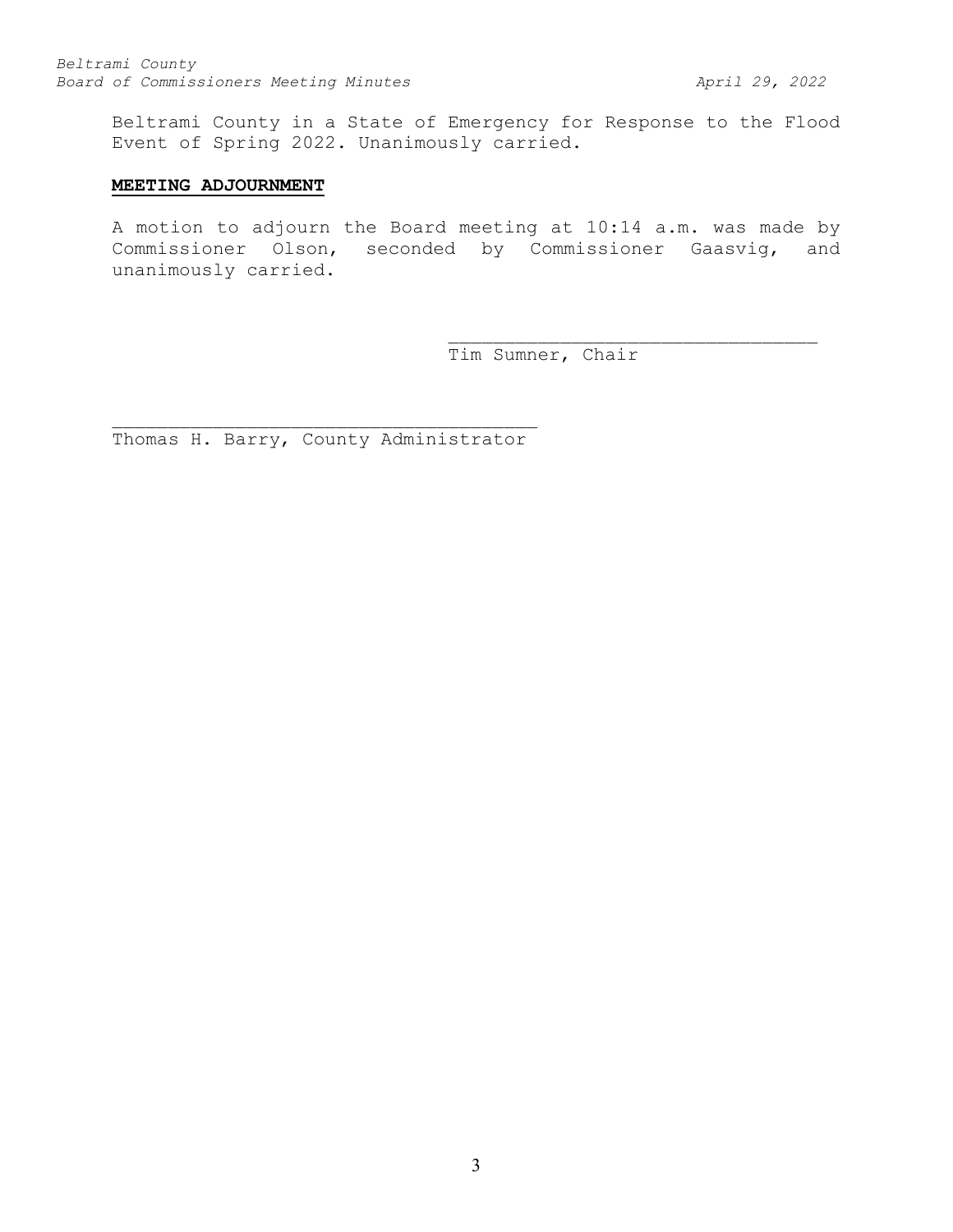Beltrami County in a State of Emergency for Response to the Flood Event of Spring 2022. Unanimously carried.

**MEETING ADJOURNMENT**

A motion to adjourn the Board meeting at 10:14 a.m. was made by Commissioner Olson, seconded by Commissioner Gaasvig, and unanimously carried.

\_\_\_\_\_\_\_\_\_\_\_\_\_\_\_\_\_\_\_\_\_\_\_\_\_\_\_\_\_\_\_\_\_\_
Tim Sumner, Chair

\_\_\_\_\_\_\_\_\_\_\_\_\_\_\_\_\_\_\_\_\_\_\_\_\_\_\_\_\_\_\_\_\_\_\_\_\_\_
Thomas H. Barry, County Administrator